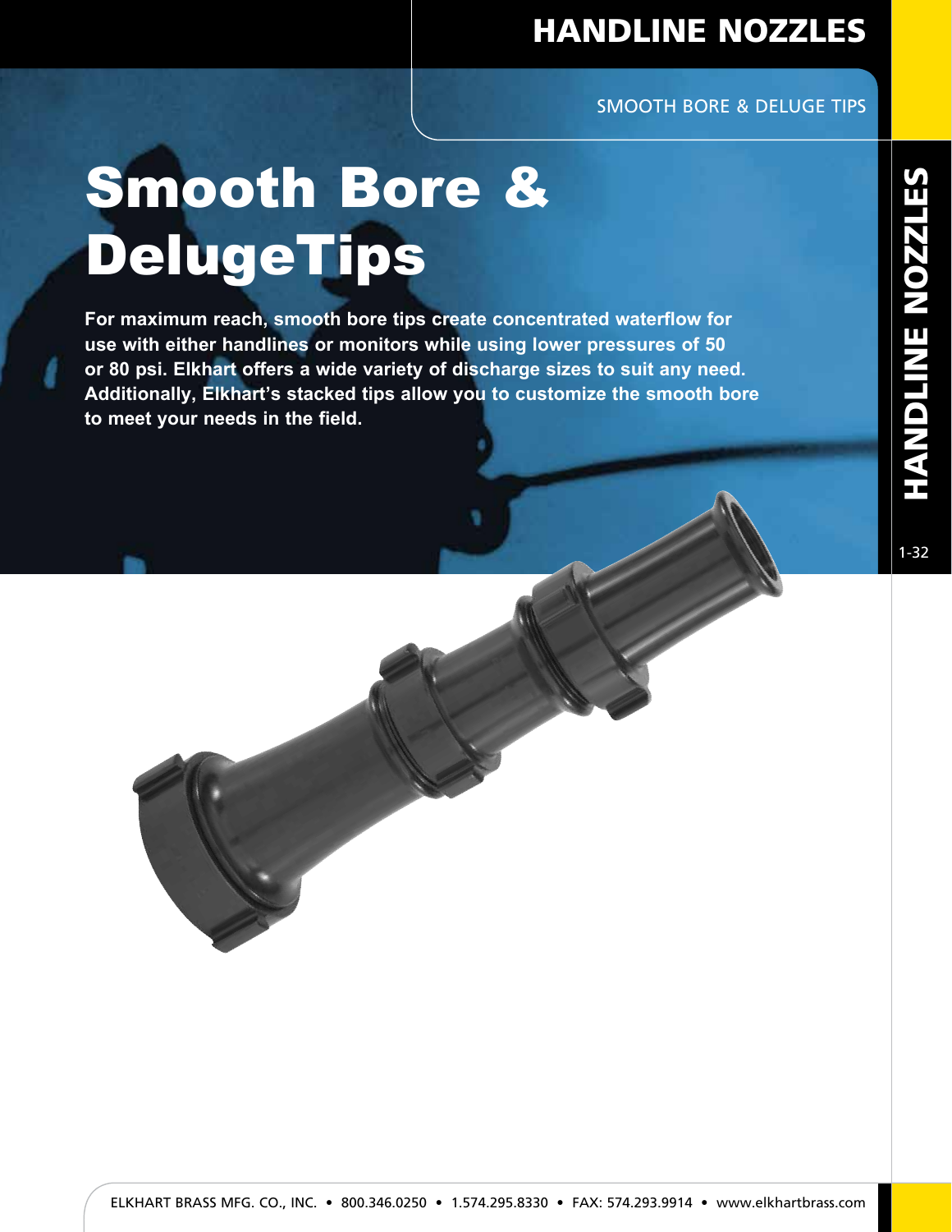# Smooth Bore & DelugeTips

**For maximum reach, smooth bore tips create concentrated waterflow for use with either handlines or monitors while using lower pressures of 50 or 80 psi. Elkhart offers a wide variety of discharge sizes to suit any need. Additionally, Elkhart's stacked tips allow you to customize the smooth bore to meet your needs in the field.**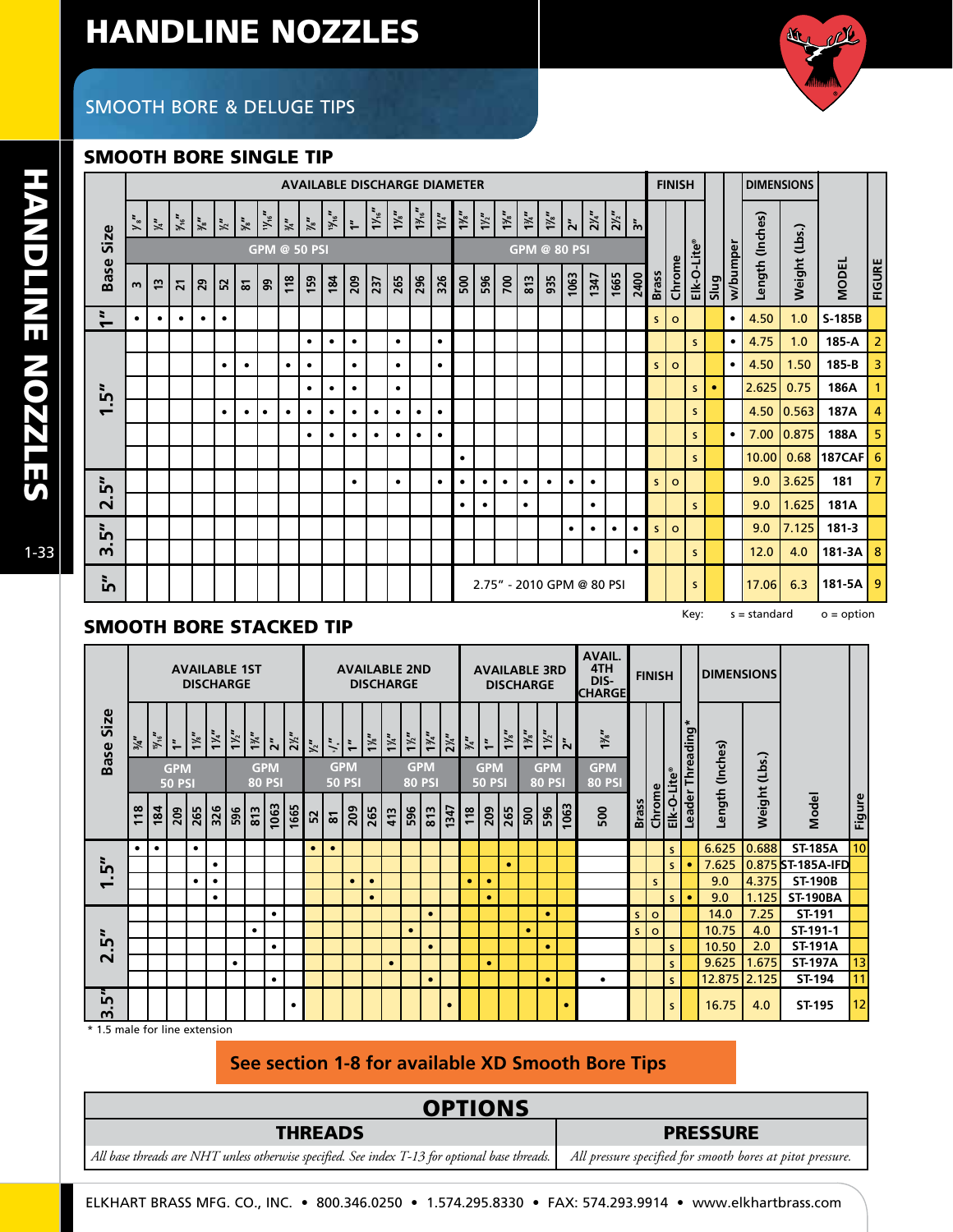# HANDLINE NOZZLES

## SMOOTH BORE & DELUGE TIPS

### SMOOTH BORE SINGLE TIP

| Base Size | AVAILABLE DISCHARGE DIAMETER | | | | | | | | | | | | | | | | | | | | | | | | FINISH | | | | | DIMENSIONS | | MODEL | FIGURE |
|---|---|---|---|---|---|---|---|---|---|---|---|---|---|---|---|---|---|---|---|---|---|---|---|---|---|---|---|---|---|---|---|---|---|
| | 1/8" | 1/4" | 5/16" | 3/8" | 1/2" | 5/8" | 11/16" | 3/4" | 7/8" | 15/16" | 1" | 1-1/16" | 1-1/8" | 1-3/16" | 1-1/4" | 1-3/8" | 1-1/2" | 1-5/8" | 1-3/4" | 1-7/8" | 2" | 2-1/4" | 2-1/2" | 3" | Brass | Chrome | Elk-O-Lite® | Slug | w/bumper | Length (Inches) | Weight (Lbs.) | | |
| | GPM @ 50 PSI | | | | | | | | | | | | | | | GPM @ 80 PSI | | | | | | | | | | | | | | | | | |
| | 3 | 13 | 21 | 29 | 52 | 81 | 99 | 118 | 159 | 184 | 209 | 237 | 265 | 296 | 326 | 500 | 596 | 700 | 813 | 935 | 1063 | 1347 | 1665 | 2400 | | | | | | | | | |
| 1" | • | • | • | • | • | | | | | | | | | | | | | | | | | | | | s | o | | | • | 4.50 | 1.0 | S-185B | |
| 1.5" | | | | | | | | | • | • | • | | • | | • | | | | | | | | | | | | s | | • | 4.75 | 1.0 | 185-A | 2 |
| | | | | | • | • | | • | • | | • | | • | | • | | | | | | | | | | s | o | | | • | 4.50 | 1.50 | 185-B | 3 |
| | | | | | | | | | • | • | • | | • | | | | | | | | | | | | | | s | • | | 2.625 | 0.75 | 186A | 1 |
| | | | | | • | • | • | • | • | • | • | • | • | • | • | | | | | | | | | | | | s | | | 4.50 | 0.563 | 187A | 4 |
| | | | | | | | | | • | • | • | • | • | • | • | | | | | | | | | | | | s | | • | 7.00 | 0.875 | 188A | 5 |
| | | | | | | | | | | | | | | | | • | | | | | | | | | | | s | | | 10.00 | 0.68 | 187CAF | 6 |
| 2.5" | | | | | | | | | | | • | | • | | • | • | • | • | • | • | • | • | | | s | o | | | | 9.0 | 3.625 | 181 | 7 |
| | | | | | | | | | | | | | | | | • | • | | • | | | • | | | | | s | | | 9.0 | 1.625 | 181A | |
| 3.5" | | | | | | | | | | | | | | | | | | | | | • | • | • | • | s | o | | | | 9.0 | 7.125 | 181-3 | |
| | | | | | | | | | | | | | | | | | | | | | | | | • | | | s | | | 12.0 | 4.0 | 181-3A | 8 |
| 5" | | | | | | | | | | | | | | | | 2.75" - 2010 GPM @ 80 PSI | | | | | | | | | | | s | | | 17.06 | 6.3 | 181-5A | 9 |

Key: s = standard o = option

### SMOOTH BORE STACKED TIP

| Base Size | AVAILABLE 1ST DISCHARGE | | | | | | | | | AVAILABLE 2ND DISCHARGE | | | | | | | | AVAILABLE 3RD DISCHARGE | | | | | | AVAIL. 4TH DISCHARGE | FINISH | | | | DIMENSIONS | | Model | Figure |
|---|---|---|---|---|---|---|---|---|---|---|---|---|---|---|---|---|---|---|---|---|---|---|---|---|---|---|---|---|---|---|---|---|
| | 3/4" | 15/16" | 1" | 1-1/8" | 1-1/4" | 1-1/2" | 1-3/4" | 2" | 2-1/2" | 1/2" | 5/8" | 1" | 1-1/8" | 1-1/4" | 1-1/2" | 1-3/4" | 2-1/4" | 3/4" | 1" | 1-1/8" | 1-3/8" | 1-1/2" | 2" | 1-3/8" | Brass | Chrome | Elk-O-Lite® | Leader Threading* | Length (Inches) | Weight (Lbs.) | | |
| | GPM 50 PSI | | | | | GPM 80 PSI | | | | GPM 50 PSI | | | | GPM 80 PSI | | | | GPM 50 PSI | | | GPM 80 PSI | | | GPM 80 PSI | | | | | | | | |
| | 118 | 184 | 209 | 265 | 326 | 596 | 813 | 1063 | 1665 | 52 | 81 | 209 | 265 | 413 | 596 | 813 | 1347 | 118 | 209 | 265 | 500 | 596 | 1063 | 500 | | | | | | | | |
| 1.5" | • | • | | • | | | | | | • | • | | | | | | | | | | | | | | | | s | | 6.625 | 0.688 | ST-185A | 10 |
| | | | | | • | | | | | | | | | | | | | | | • | | | | | | | s | • | 7.625 | 0.875 | ST-185A-IFD | |
| | | | | • | • | | | | | | | • | • | | | | | • | • | | | | | | | s | | | 9.0 | 4.375 | ST-190B | |
| | | | | | • | | | | | | | | • | | | | | | • | | | | | | | | s | • | 9.0 | 1.125 | ST-190BA | |
| 2.5" | | | | | | | | • | | | | | | | | • | | | | | | • | | | s | o | | | 14.0 | 7.25 | ST-191 | |
| | | | | | | | • | | | | | | | | • | | | | | | • | | | | s | o | | | 10.75 | 4.0 | ST-191-1 | |
| | | | | | | | | • | | | | | | | | • | | | | | | • | | | | | s | | 10.50 | 2.0 | ST-191A | |
| | | | | | | • | | | | | | | | • | | | | | • | | | | | | | | s | | 9.625 | 1.675 | ST-197A | 13 |
| | | | | | | | | • | | | | | | | | • | | | | | | • | | • | | | s | | 12.875 | 2.125 | ST-194 | 11 |
| 3.5" | | | | | | | | | • | | | | | | | | • | | | | | | • | | | | s | | 16.75 | 4.0 | ST-195 | 12 |

\* 1.5 male for line extension

**See section 1-8 for available XD Smooth Bore Tips**

## OPTIONS

| THREADS | PRESSURE |
|---|---|
| *All base threads are NHT unless otherwise specified. See index T-13 for optional base threads.* | *All pressure specified for smooth bores at pitot pressure.* |

ELKHART BRASS MFG. CO., INC. • 800.346.0250 • 1.574.295.8330 • FAX: 574.293.9914 • www.elkhartbrass.com